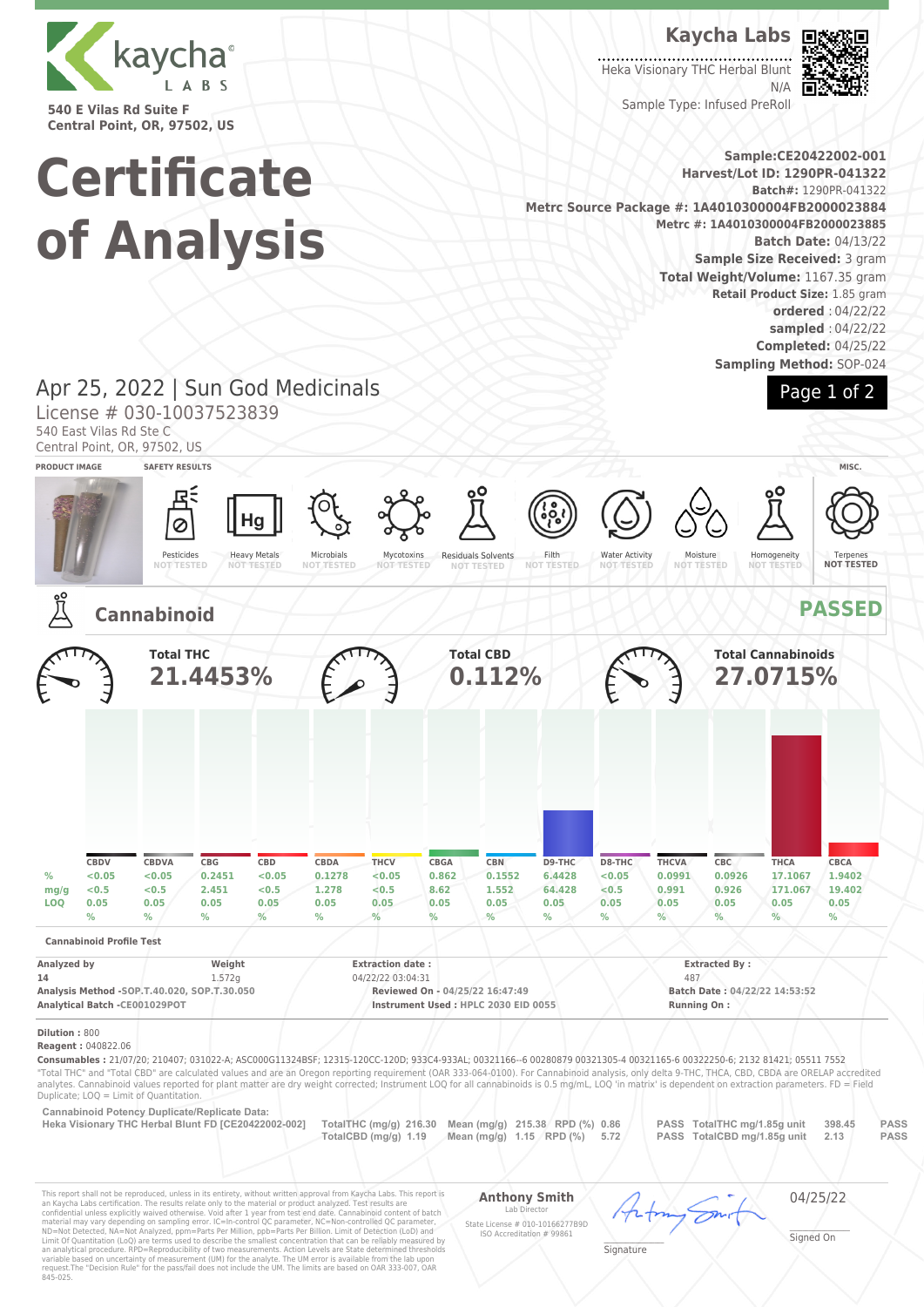kaycha LABS

540 E Vilas Rd Suite F
Central Point, OR, 97502, US

# Certificate of Analysis

**Kaycha Labs**

Heka Visionary THC Herbal Blunt
N/A
Sample Type: Infused PreRoll

**Sample:CE20422002-001**
**Harvest/Lot ID: 1290PR-041322**
**Batch#:** 1290PR-041322
**Metrc Source Package #: 1A4010300004FB2000023884**
**Metrc #: 1A4010300004FB2000023885**
**Batch Date:** 04/13/22
**Sample Size Received:** 3 gram
**Total Weight/Volume:** 1167.35 gram
**Retail Product Size:** 1.85 gram
**ordered** : 04/22/22
**sampled** : 04/22/22
**Completed:** 04/25/22
**Sampling Method:** SOP-024

## Apr 25, 2022 | Sun God Medicinals

License # 030-10037523839
540 East Vilas Rd Ste C
Central Point, OR, 97502, US

**PRODUCT IMAGE** | **SAFETY RESULTS** | **MISC.**

| Pesticides | Heavy Metals | Microbials | Mycotoxins | Residuals Solvents | Filth | Water Activity | Moisture | Homogeneity | Terpenes |
|---|---|---|---|---|---|---|---|---|---|
| NOT TESTED | NOT TESTED | NOT TESTED | NOT TESTED | NOT TESTED | NOT TESTED | NOT TESTED | NOT TESTED | NOT TESTED | NOT TESTED |

## Cannabinoid — PASSED

**Total THC** 21.4453% | **Total CBD** 0.112% | **Total Cannabinoids** 27.0715%

| | CBDV | CBDVA | CBG | CBD | CBDA | THCV | CBGA | CBN | D9-THC | D8-THC | THCVA | CBC | THCA | CBCA |
|---|---|---|---|---|---|---|---|---|---|---|---|---|---|---|
| % | <0.05 | <0.05 | 0.2451 | <0.05 | 0.1278 | <0.05 | 0.862 | 0.1552 | 6.4428 | <0.05 | 0.0991 | 0.0926 | 17.1067 | 1.9402 |
| mg/g | <0.5 | <0.5 | 2.451 | <0.5 | 1.278 | <0.5 | 8.62 | 1.552 | 64.428 | <0.5 | 0.991 | 0.926 | 171.067 | 19.402 |
| LOQ | 0.05 % | 0.05 % | 0.05 % | 0.05 % | 0.05 % | 0.05 % | 0.05 % | 0.05 % | 0.05 % | 0.05 % | 0.05 % | 0.05 % | 0.05 % | 0.05 % |

**Cannabinoid Profile Test**

| Analyzed by | Weight | Extraction date : | Extracted By : |
|---|---|---|---|
| 14 | 1.572g | 04/22/22 03:04:31 | 487 |
| **Analysis Method** -SOP.T.40.020, SOP.T.30.050 | | **Reviewed On** - 04/25/22 16:47:49 | **Batch Date :** 04/22/22 14:53:52 |
| **Analytical Batch** -CE001029POT | | **Instrument Used :** HPLC 2030 EID 0055 | **Running On :** |

**Dilution :** 800
**Reagent :** 040822.06
**Consumables :** 21/07/20; 210407; 031022-A; ASC000G11324BSF; 12315-120CC-120D; 933C4-933AL; 00321166--6 00280879 00321305-4 00321165-6 00322250-6; 2132 81421; 05511 7552

"Total THC" and "Total CBD" are calculated values and are an Oregon reporting requirement (OAR 333-064-0100). For Cannabinoid analysis, only delta 9-THC, THCA, CBD, CBDA are ORELAP accredited analytes. Cannabinoid values reported for plant matter are dry weight corrected; Instrument LOQ for all cannabinoids is 0.5 mg/mL, LOQ 'in matrix' is dependent on extraction parameters. FD = Field Duplicate; LOQ = Limit of Quantitation.

**Cannabinoid Potency Duplicate/Replicate Data:**

| Heka Visionary THC Herbal Blunt FD [CE20422002-002] | | | | | | |
|---|---|---|---|---|---|---|
| TotalTHC (mg/g) 216.30 | Mean (mg/g) 215.38 | RPD (%) 0.86 | PASS | TotalTHC mg/1.85g unit | 398.45 | PASS |
| TotalCBD (mg/g) 1.19 | Mean (mg/g) 1.15 | RPD (%) 5.72 | PASS | TotalCBD mg/1.85g unit | 2.13 | PASS |

This report shall not be reproduced, in its entirety, without written approval from Kaycha Labs. This report is an Kaycha Labs certification. The results relate only to the material or product analyzed. Test results are confidential unless explicitly waived otherwise. Void after 1 year from test end date. Cannabinoid content of batch material may vary depending on sampling error. IC=In-control QC parameter, NC=Non-controlled QC parameter, ND=Not Detected, NA=Not Analyzed, ppm=Parts Per Million, ppb=Parts Per Billion. Limit of Detection (LoD) and Limit Of Quantitation (LoQ) are terms used to describe the smallest concentration that can be reliably measured by an analytical procedure. RPD=Reproducibility of two measurements. Action Levels are State determined thresholds variable based on uncertainty of measurement (UM) for the analyte. The UM error is available from the lab upon request.The "Decision Rule" for the pass/fail does not include the UM. The limits are based on OAR 333-007, OAR 845-025.

**Anthony Smith**
Lab Director
State License # 010-10166277B9D
ISO Accreditation # 99861

Signature

04/25/22
Signed On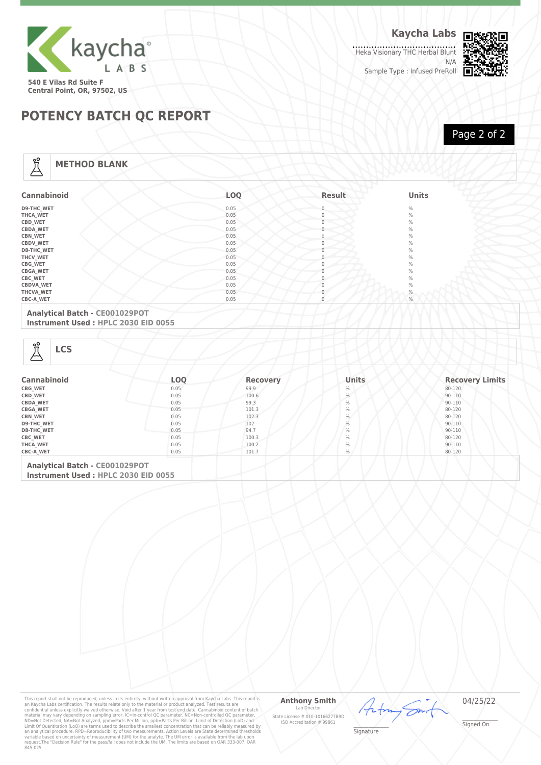Kaycha Labs

Heka Visionary THC Herbal Blunt
N/A
Sample Type : Infused PreRoll

540 E Vilas Rd Suite F
Central Point, OR, 97502, US

# POTENCY BATCH QC REPORT

## METHOD BLANK

| Cannabinoid | LOQ | Result | Units |
|---|---|---|---|
| D9-THC_WET | 0.05 | 0 | % |
| THCA_WET | 0.05 | 0 | % |
| CBD_WET | 0.05 | 0 | % |
| CBDA_WET | 0.05 | 0 | % |
| CBN_WET | 0.05 | 0 | % |
| CBDV_WET | 0.05 | 0 | % |
| D8-THC_WET | 0.05 | 0 | % |
| THCV_WET | 0.05 | 0 | % |
| CBG_WET | 0.05 | 0 | % |
| CBGA_WET | 0.05 | 0 | % |
| CBC_WET | 0.05 | 0 | % |
| CBDVA_WET | 0.05 | 0 | % |
| THCVA_WET | 0.05 | 0 | % |
| CBC-A_WET | 0.05 | 0 | % |

**Analytical Batch - CE001029POT**
**Instrument Used : HPLC 2030 EID 0055**

## LCS

| Cannabinoid | LOQ | Recovery | Units | Recovery Limits |
|---|---|---|---|---|
| CBG_WET | 0.05 | 99.9 | % | 80-120 |
| CBD_WET | 0.05 | 100.6 | % | 90-110 |
| CBDA_WET | 0.05 | 99.3 | % | 90-110 |
| CBGA_WET | 0.05 | 101.3 | % | 80-120 |
| CBN_WET | 0.05 | 102.3 | % | 80-120 |
| D9-THC_WET | 0.05 | 102 | % | 90-110 |
| D8-THC_WET | 0.05 | 94.7 | % | 90-110 |
| CBC_WET | 0.05 | 100.3 | % | 80-120 |
| THCA_WET | 0.05 | 100.2 | % | 90-110 |
| CBC-A_WET | 0.05 | 101.7 | % | 80-120 |

**Analytical Batch - CE001029POT**
**Instrument Used : HPLC 2030 EID 0055**

This report shall not be reproduced, unless in its entirety, without written approval from Kaycha Labs. This report is an Kaycha Labs certification. The results relate only to the material or product analyzed. Test results are confidential unless explicitly waived otherwise. Void after 1 year from test end date. Cannabinoid content of batch material may vary depending on sampling error. IC=In-control QC parameter, NC=Non-controlled QC parameter, ND=Not Detected, NA=Not Analyzed, ppm=Parts Per Million, ppb=Parts Per Billion. Limit of Detection (LoD) and Limit Of Quantitation (LoQ) are terms used to describe the smallest concentration that can be reliably measured by an analytical procedure. RPD=Reproducibility of two measurements. Action Levels are State determined thresholds variable based on uncertainty of measurement (UM) for the analyte. The UM error is available from the lab upon request.The "Decision Rule" for the pass/fail does not include the UM. The limits are based on OAR 333-007, OAR 845-025.

**Anthony Smith**
Lab Director
State License # 010-10166277B9D
ISO Accreditation # 99861

Signature

04/25/22
Signed On